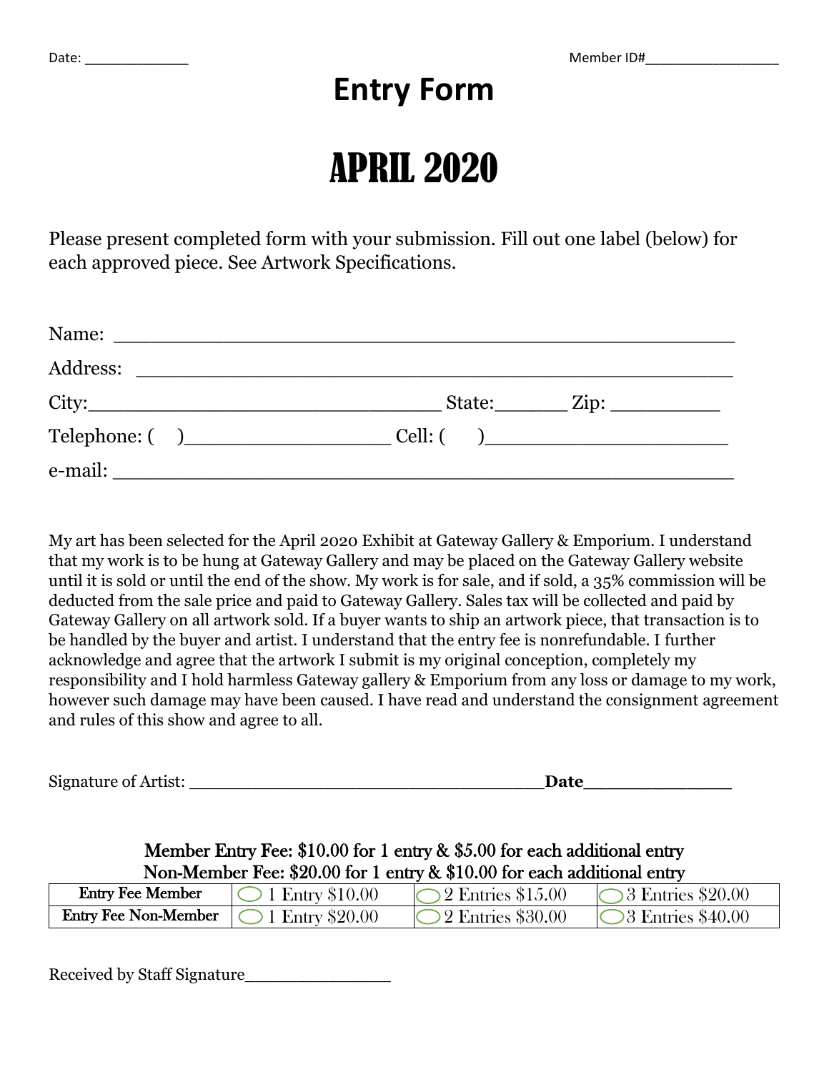Date: _____________ Member ID#_________________

# Entry Form

# APRIL 2020

Please present completed form with your submission. Fill out one label (below) for each approved piece. See Artwork Specifications.

Name: ______________________________________________

Address: ____________________________________________

City:_______________________________ State:_______ Zip: __________

Telephone: ( )__________________ Cell: ( )_____________________

e-mail: ______________________________________________

My art has been selected for the April 2020 Exhibit at Gateway Gallery & Emporium. I understand that my work is to be hung at Gateway Gallery and may be placed on the Gateway Gallery website until it is sold or until the end of the show. My work is for sale, and if sold, a 35% commission will be deducted from the sale price and paid to Gateway Gallery. Sales tax will be collected and paid by Gateway Gallery on all artwork sold. If a buyer wants to ship an artwork piece, that transaction is to be handled by the buyer and artist. I understand that the entry fee is nonrefundable. I further acknowledge and agree that the artwork I submit is my original conception, completely my responsibility and I hold harmless Gateway gallery & Emporium from any loss or damage to my work, however such damage may have been caused. I have read and understand the consignment agreement and rules of this show and agree to all.

Signature of Artist: ___________________________________**Date**______________

**Member Entry Fee: $10.00 for 1 entry & $5.00 for each additional entry**
**Non-Member Fee: $20.00 for 1 entry & $10.00 for each additional entry**

| | | | |
|---|---|---|---|
| **Entry Fee Member** | ◯ 1 Entry $10.00 | ◯ 2 Entries $15.00 | ◯ 3 Entries $20.00 |
| **Entry Fee Non-Member** | ◯ 1 Entry $20.00 | ◯ 2 Entries $30.00 | ◯ 3 Entries $40.00 |

Received by Staff Signature_______________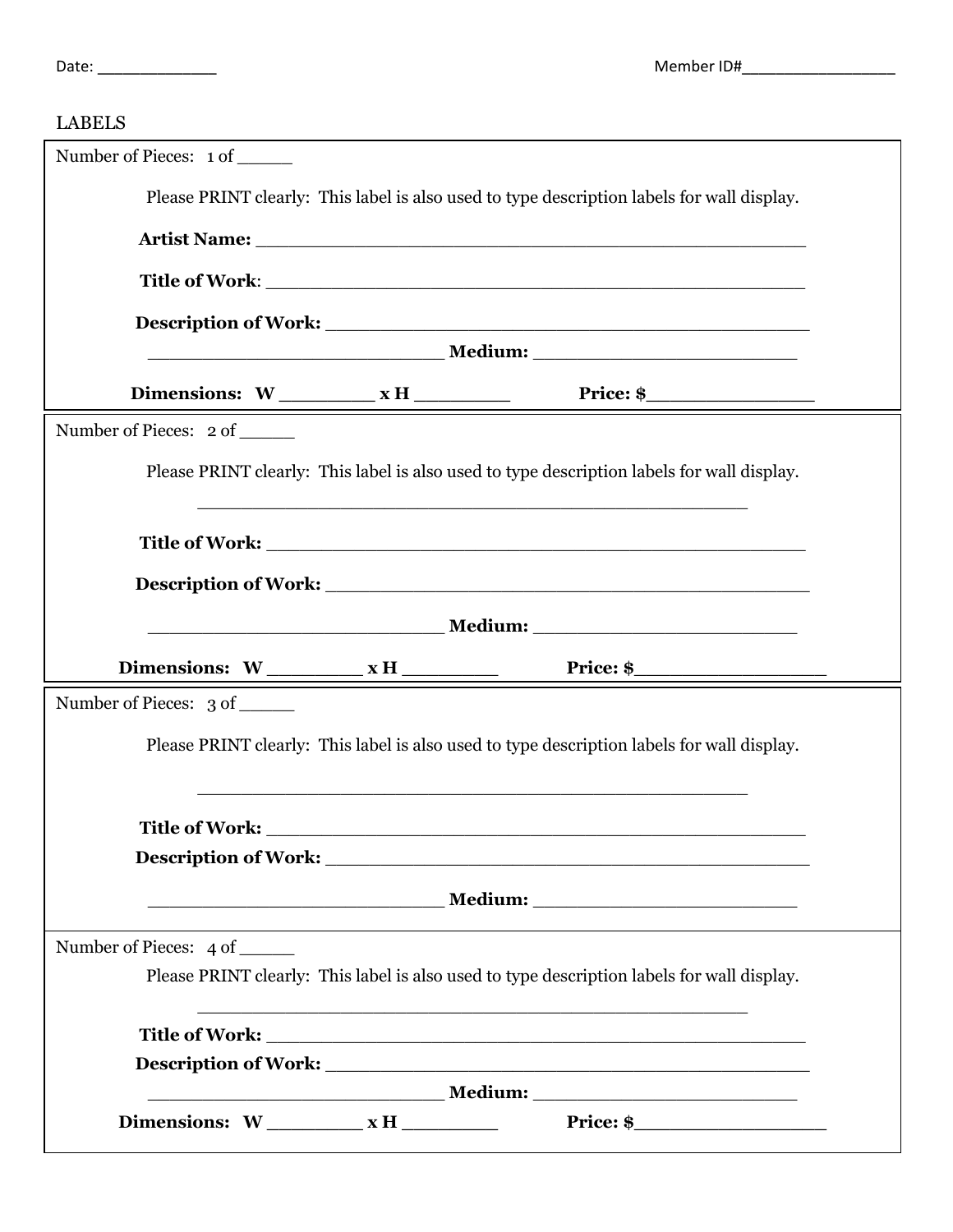Date: _____________ Member ID#_________________

LABELS

Number of Pieces: 1 of _____

Please PRINT clearly: This label is also used to type description labels for wall display.

**Artist Name:** ______________________________________________

**Title of Work**: ______________________________________________

**Description of Work:** __________________________________________

_________________________ **Medium:** ______________________

**Dimensions: W** ________ **x H** ________ **Price: $**______________

---

Number of Pieces: 2 of _____

Please PRINT clearly: This label is also used to type description labels for wall display.

______________________________________________

**Title of Work:** ______________________________________________

**Description of Work:** __________________________________________

_________________________ **Medium:** ______________________

**Dimensions: W** ________ **x H** ________ **Price: $**________________

---

Number of Pieces: 3 of _____

Please PRINT clearly: This label is also used to type description labels for wall display.

______________________________________________

**Title of Work:** ______________________________________________

**Description of Work:** __________________________________________

_________________________ **Medium:** ______________________

---

Number of Pieces: 4 of _____

Please PRINT clearly: This label is also used to type description labels for wall display.

______________________________________________

**Title of Work:** ______________________________________________

**Description of Work:** __________________________________________

_________________________ **Medium:** ______________________

**Dimensions: W** ________ **x H** ________ **Price: $**________________